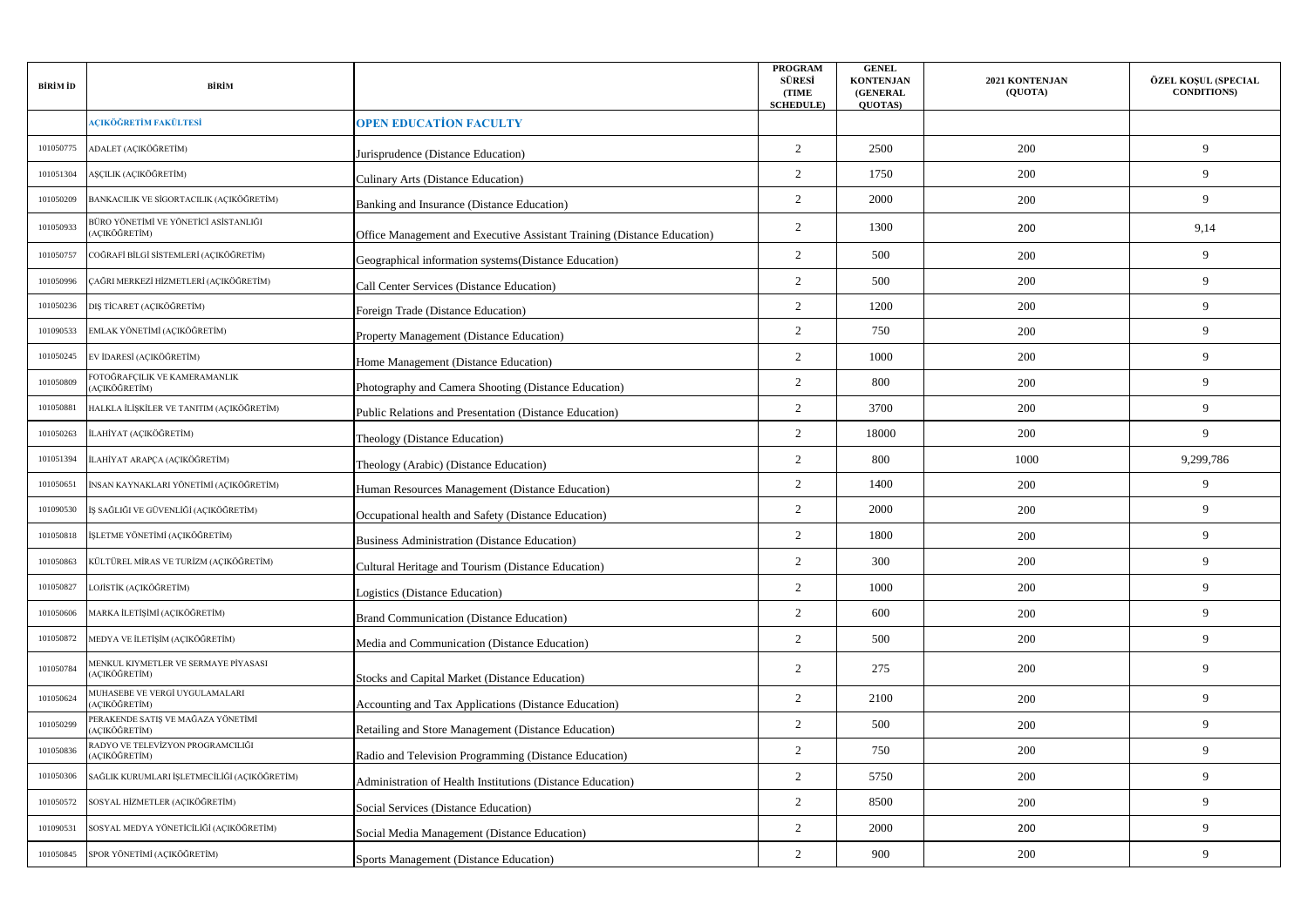| BİRİM İD | BİRİM | | PROGRAM SÜRESİ (TIME SCHEDULE) | GENEL KONTENJAN (GENERAL QUOTAS) | 2021 KONTENJAN (QUOTA) | ÖZEL KOŞUL (SPECIAL CONDITIONS) |
|---|---|---|---|---|---|---|
| | AÇIKÖĞRETİM FAKÜLTESİ | OPEN EDUCATİON FACULTY | | | | |
| 101050775 | ADALET (AÇIKÖĞRETİM) | Jurisprudence (Distance Education) | 2 | 2500 | 200 | 9 |
| 101051304 | AŞÇILIK (AÇIKÖĞRETİM) | Culinary Arts (Distance Education) | 2 | 1750 | 200 | 9 |
| 101050209 | BANKACILIK VE SİGORTACILIK (AÇIKÖĞRETİM) | Banking and Insurance (Distance Education) | 2 | 2000 | 200 | 9 |
| 101050933 | BÜRO YÖNETİMİ VE YÖNETİCİ ASİSTANLIĞI (AÇIKÖĞRETİM) | Office Management and Executive Assistant Training (Distance Education) | 2 | 1300 | 200 | 9,14 |
| 101050757 | COĞRAFİ BİLGİ SİSTEMLERİ (AÇIKÖĞRETİM) | Geographical information systems(Distance Education) | 2 | 500 | 200 | 9 |
| 101050996 | ÇAĞRI MERKEZİ HİZMETLERİ (AÇIKÖĞRETİM) | Call Center Services (Distance Education) | 2 | 500 | 200 | 9 |
| 101050236 | DIŞ TİCARET (AÇIKÖĞRETİM) | Foreign Trade (Distance Education) | 2 | 1200 | 200 | 9 |
| 101090533 | EMLAK YÖNETİMİ (AÇIKÖĞRETİM) | Property Management (Distance Education) | 2 | 750 | 200 | 9 |
| 101050245 | EV İDARESİ (AÇIKÖĞRETİM) | Home Management (Distance Education) | 2 | 1000 | 200 | 9 |
| 101050809 | FOTOĞRAFÇILIK VE KAMERAMANLIK (AÇIKÖĞRETİM) | Photography and Camera Shooting (Distance Education) | 2 | 800 | 200 | 9 |
| 101050881 | HALKLA İLİŞKİLER VE TANITIM (AÇIKÖĞRETİM) | Public Relations and Presentation (Distance Education) | 2 | 3700 | 200 | 9 |
| 101050263 | İLAHİYAT (AÇIKÖĞRETİM) | Theology (Distance Education) | 2 | 18000 | 200 | 9 |
| 101051394 | İLAHİYAT ARAPÇA (AÇIKÖĞRETİM) | Theology (Arabic) (Distance Education) | 2 | 800 | 1000 | 9,299,786 |
| 101050651 | İNSAN KAYNAKLARI YÖNETİMİ (AÇIKÖĞRETİM) | Human Resources Management (Distance Education) | 2 | 1400 | 200 | 9 |
| 101090530 | İŞ SAĞLIĞI VE GÜVENLİĞİ (AÇIKÖĞRETİM) | Occupational health and Safety (Distance Education) | 2 | 2000 | 200 | 9 |
| 101050818 | İŞLETME YÖNETİMİ (AÇIKÖĞRETİM) | Business Administration (Distance Education) | 2 | 1800 | 200 | 9 |
| 101050863 | KÜLTÜREL MİRAS VE TURİZM (AÇIKÖĞRETİM) | Cultural Heritage and Tourism (Distance Education) | 2 | 300 | 200 | 9 |
| 101050827 | LOJİSTİK (AÇIKÖĞRETİM) | Logistics (Distance Education) | 2 | 1000 | 200 | 9 |
| 101050606 | MARKA İLETİŞİMİ (AÇIKÖĞRETİM) | Brand Communication (Distance Education) | 2 | 600 | 200 | 9 |
| 101050872 | MEDYA VE İLETİŞİM (AÇIKÖĞRETİM) | Media and Communication (Distance Education) | 2 | 500 | 200 | 9 |
| 101050784 | MENKUL KIYMETLER VE SERMAYE PİYASASI (AÇIKÖĞRETİM) | Stocks and Capital Market (Distance Education) | 2 | 275 | 200 | 9 |
| 101050624 | MUHASEBE VE VERGİ UYGULAMALARI (AÇIKÖĞRETİM) | Accounting and Tax Applications (Distance Education) | 2 | 2100 | 200 | 9 |
| 101050299 | PERAKENDE SATIŞ VE MAĞAZA YÖNETİMİ (AÇIKÖĞRETİM) | Retailing and Store Management (Distance Education) | 2 | 500 | 200 | 9 |
| 101050836 | RADYO VE TELEVİZYON PROGRAMCILIĞI (AÇIKÖĞRETİM) | Radio and Television Programming (Distance Education) | 2 | 750 | 200 | 9 |
| 101050306 | SAĞLIK KURUMLARI İŞLETMECİLİĞİ (AÇIKÖĞRETİM) | Administration of Health Institutions (Distance Education) | 2 | 5750 | 200 | 9 |
| 101050572 | SOSYAL HİZMETLER (AÇIKÖĞRETİM) | Social Services (Distance Education) | 2 | 8500 | 200 | 9 |
| 101090531 | SOSYAL MEDYA YÖNETİCİLİĞİ (AÇIKÖĞRETİM) | Social Media Management (Distance Education) | 2 | 2000 | 200 | 9 |
| 101050845 | SPOR YÖNETİMİ (AÇIKÖĞRETİM) | Sports Management (Distance Education) | 2 | 900 | 200 | 9 |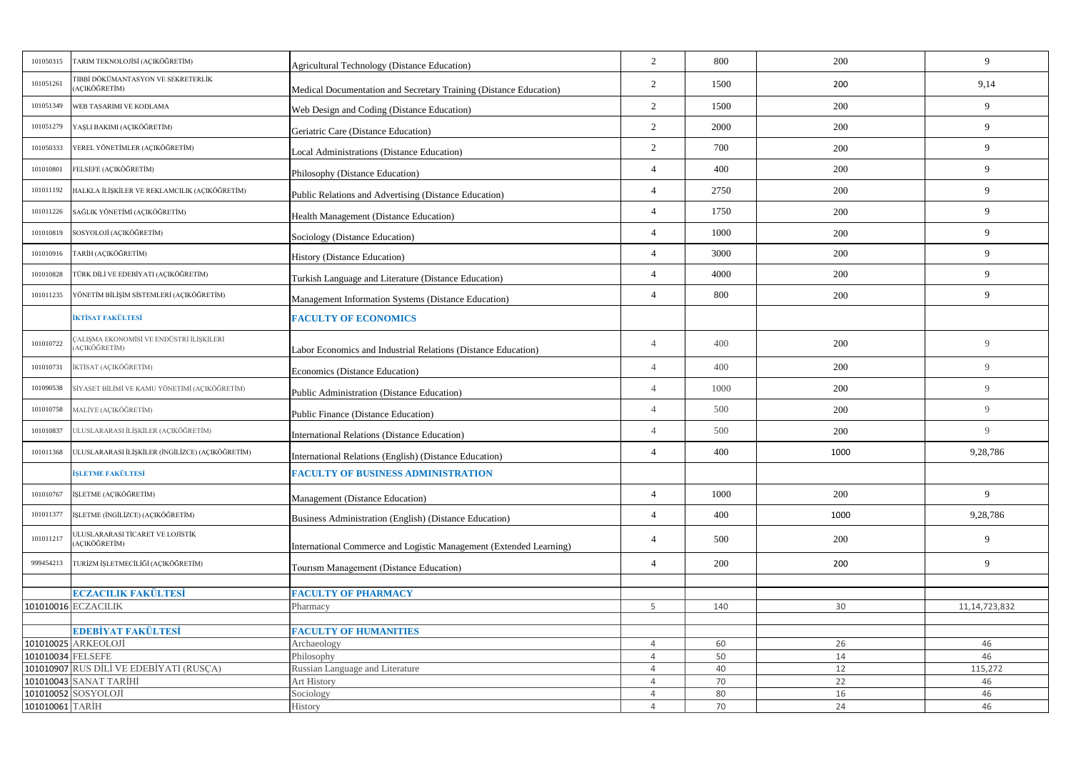| | | | | | | |
|---|---|---|---|---|---|---|
| 101050315 | TARIM TEKNOLOJİSİ (AÇIKÖĞRETİM) | Agricultural Technology (Distance Education) | 2 | 800 | 200 | 9 |
| 101051261 | TIBBİ DÖKÜMANTASYON VE SEKRETERLİK (AÇIKÖĞRETİM) | Medical Documentation and Secretary Training (Distance Education) | 2 | 1500 | 200 | 9,14 |
| 101051349 | WEB TASARIMI VE KODLAMA | Web Design and Coding (Distance Education) | 2 | 1500 | 200 | 9 |
| 101051279 | YAŞLI BAKIMI (AÇIKÖĞRETİM) | Geriatric Care (Distance Education) | 2 | 2000 | 200 | 9 |
| 101050333 | YEREL YÖNETİMLER (AÇIKÖĞRETİM) | Local Administrations (Distance Education) | 2 | 700 | 200 | 9 |
| 101010801 | FELSEFE (AÇIKÖĞRETİM) | Philosophy (Distance Education) | 4 | 400 | 200 | 9 |
| 101011192 | HALKLA İLİŞKİLER VE REKLAMCILIK (AÇIKÖĞRETİM) | Public Relations and Advertising (Distance Education) | 4 | 2750 | 200 | 9 |
| 101011226 | SAĞLIK YÖNETİMİ (AÇIKÖĞRETİM) | Health Management (Distance Education) | 4 | 1750 | 200 | 9 |
| 101010819 | SOSYOLOJİ (AÇIKÖĞRETİM) | Sociology (Distance Education) | 4 | 1000 | 200 | 9 |
| 101010916 | TARİH (AÇIKÖĞRETİM) | History (Distance Education) | 4 | 3000 | 200 | 9 |
| 101010828 | TÜRK DİLİ VE EDEBİYATI (AÇIKÖĞRETİM) | Turkish Language and Literature (Distance Education) | 4 | 4000 | 200 | 9 |
| 101011235 | YÖNETİM BİLİŞİM SİSTEMLERİ (AÇIKÖĞRETİM) | Management Information Systems (Distance Education) | 4 | 800 | 200 | 9 |
| | **İKTİSAT FAKÜLTESİ** | **FACULTY OF ECONOMICS** | | | | |
| 101010722 | ÇALIŞMA EKONOMİSİ VE ENDÜSTRİ İLİŞKİLERİ (AÇIKÖĞRETİM) | Labor Economics and Industrial Relations (Distance Education) | 4 | 400 | 200 | 9 |
| 101010731 | İKTİSAT (AÇIKÖĞRETİM) | Economics (Distance Education) | 4 | 400 | 200 | 9 |
| 101090538 | SİYASET BİLİMİ VE KAMU YÖNETİMİ (AÇIKÖĞRETİM) | Public Administration (Distance Education) | 4 | 1000 | 200 | 9 |
| 101010758 | MALİYE (AÇIKÖĞRETİM) | Public Finance (Distance Education) | 4 | 500 | 200 | 9 |
| 101010837 | ULUSLARARASI İLİŞKİLER (AÇIKÖĞRETİM) | International Relations (Distance Education) | 4 | 500 | 200 | 9 |
| 101011368 | ULUSLARARASI İLİŞKİLER (İNGİLİZCE) (AÇIKÖĞRETİM) | International Relations (English) (Distance Education) | 4 | 400 | 1000 | 9,28,786 |
| | **İŞLETME FAKÜLTESİ** | **FACULTY OF BUSINESS ADMINISTRATION** | | | | |
| 101010767 | İŞLETME (AÇIKÖĞRETİM) | Management (Distance Education) | 4 | 1000 | 200 | 9 |
| 101011377 | İŞLETME (İNGİLİZCE) (AÇIKÖĞRETİM) | Business Administration (English) (Distance Education) | 4 | 400 | 1000 | 9,28,786 |
| 101011217 | ULUSLARARASI TİCARET VE LOJİSTİK (AÇIKÖĞRETİM) | International Commerce and Logistic Management (Extended Learning) | 4 | 500 | 200 | 9 |
| 999454213 | TURİZM İŞLETMECİLİĞİ (AÇIKÖĞRETİM) | Tourısm Management (Distance Education) | 4 | 200 | 200 | 9 |
| | | | | | | |
| | **ECZACILIK FAKÜLTESİ** | **FACULTY OF PHARMACY** | | | | |
| 101010016 | ECZACILIK | Pharmacy | 5 | 140 | 30 | 11,14,723,832 |
| | | | | | | |
| | **EDEBİYAT FAKÜLTESİ** | **FACULTY OF HUMANITIES** | | | | |
| 101010025 | ARKEOLOJİ | Archaeology | 4 | 60 | 26 | 46 |
| 101010034 | FELSEFE | Philosophy | 4 | 50 | 14 | 46 |
| 101010907 | RUS DİLİ VE EDEBİYATI (RUSÇA) | Russian Language and Literature | 4 | 40 | 12 | 115,272 |
| 101010043 | SANAT TARİHİ | Art History | 4 | 70 | 22 | 46 |
| 101010052 | SOSYOLOJİ | Sociology | 4 | 80 | 16 | 46 |
| 101010061 | TARİH | History | 4 | 70 | 24 | 46 |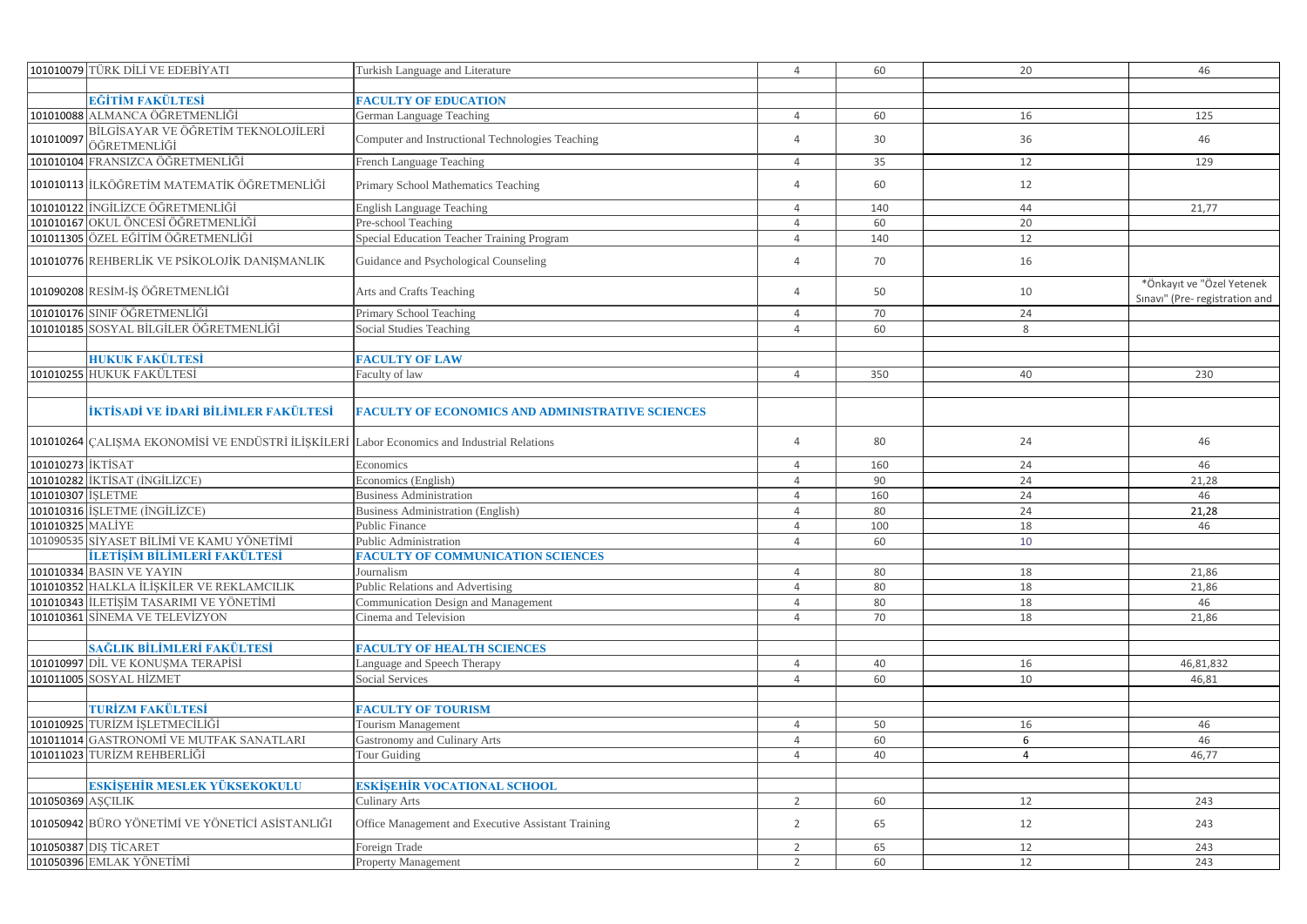| | | | | | | |
|---|---|---|---|---|---|---|
| 101010079 | TÜRK DİLİ VE EDEBİYATI | Turkish Language and Literature | 4 | 60 | 20 | 46 |
| | | | | | | |
| | **EĞİTİM FAKÜLTESİ** | **FACULTY OF EDUCATION** | | | | |
| 101010088 | ALMANCA ÖĞRETMENLİĞİ | German Language Teaching | 4 | 60 | 16 | 125 |
| 101010097 | BİLGİSAYAR VE ÖĞRETİM TEKNOLOJİLERİ ÖĞRETMENLİĞİ | Computer and Instructional Technologies Teaching | 4 | 30 | 36 | 46 |
| 101010104 | FRANSIZCA ÖĞRETMENLİĞİ | French Language Teaching | 4 | 35 | 12 | 129 |
| 101010113 | İLKÖĞRETİM MATEMATİK ÖĞRETMENLİĞİ | Primary School Mathematics Teaching | 4 | 60 | 12 | |
| 101010122 | İNGİLİZCE ÖĞRETMENLİĞİ | English Language Teaching | 4 | 140 | 44 | 21,77 |
| 101010167 | OKUL ÖNCESİ ÖĞRETMENLİĞİ | Pre-school Teaching | 4 | 60 | 20 | |
| 101011305 | ÖZEL EĞİTİM ÖĞRETMENLİĞİ | Special Education Teacher Training Program | 4 | 140 | 12 | |
| 101010776 | REHBERLİK VE PSİKOLOJİK DANIŞMANLIK | Guidance and Psychological Counseling | 4 | 70 | 16 | |
| 101090208 | RESİM-İŞ ÖĞRETMENLİĞİ | Arts and Crafts Teaching | 4 | 50 | 10 | *Önkayıt ve "Özel Yetenek Sınavı" (Pre- registration and |
| 101010176 | SINIF ÖĞRETMENLİĞİ | Primary School Teaching | 4 | 70 | 24 | |
| 101010185 | SOSYAL BİLGİLER ÖĞRETMENLİĞİ | Social Studies Teaching | 4 | 60 | 8 | |
| | | | | | | |
| | **HUKUK FAKÜLTESİ** | **FACULTY OF LAW** | | | | |
| 101010255 | HUKUK FAKÜLTESİ | Faculty of law | 4 | 350 | 40 | 230 |
| | | | | | | |
| | **İKTİSADİ VE İDARİ BİLİMLER FAKÜLTESİ** | **FACULTY OF ECONOMICS AND ADMINISTRATIVE SCIENCES** | | | | |
| 101010264 | ÇALIŞMA EKONOMİSİ VE ENDÜSTRİ İLİŞKİLERİ | Labor Economics and Industrial Relations | 4 | 80 | 24 | 46 |
| 101010273 | İKTİSAT | Economics | 4 | 160 | 24 | 46 |
| 101010282 | İKTİSAT (İNGİLİZCE) | Economics (English) | 4 | 90 | 24 | 21,28 |
| 101010307 | İŞLETME | Business Administration | 4 | 160 | 24 | 46 |
| 101010316 | İŞLETME (İNGİLİZCE) | Business Administration (English) | 4 | 80 | 24 | 21,28 |
| 101010325 | MALİYE | Public Finance | 4 | 100 | 18 | 46 |
| 101090535 | SİYASET BİLİMİ VE KAMU YÖNETİMİ | Public Administration | 4 | 60 | 10 | |
| | **İLETİŞİM BİLİMLERİ FAKÜLTESİ** | **FACULTY OF COMMUNICATION SCIENCES** | | | | |
| 101010334 | BASIN VE YAYIN | Journalism | 4 | 80 | 18 | 21,86 |
| 101010352 | HALKLA İLİŞKİLER VE REKLAMCILIK | Public Relations and Advertising | 4 | 80 | 18 | 21,86 |
| 101010343 | İLETİŞİM TASARIMI VE YÖNETİMİ | Communication Design and Management | 4 | 80 | 18 | 46 |
| 101010361 | SİNEMA VE TELEVİZYON | Cinema and Television | 4 | 70 | 18 | 21,86 |
| | | | | | | |
| | **SAĞLIK BİLİMLERİ FAKÜLTESİ** | **FACULTY OF HEALTH SCIENCES** | | | | |
| 101010997 | DİL VE KONUŞMA TERAPİSİ | Language and Speech Therapy | 4 | 40 | 16 | 46,81,832 |
| 101011005 | SOSYAL HİZMET | Social Services | 4 | 60 | 10 | 46,81 |
| | | | | | | |
| | **TURİZM FAKÜLTESİ** | **FACULTY OF TOURISM** | | | | |
| 101010925 | TURİZM İŞLETMECİLİĞİ | Tourism Management | 4 | 50 | 16 | 46 |
| 101011014 | GASTRONOMİ VE MUTFAK SANATLARI | Gastronomy and Culinary Arts | 4 | 60 | 6 | 46 |
| 101011023 | TURİZM REHBERLİĞİ | Tour Guiding | 4 | 40 | 4 | 46,77 |
| | | | | | | |
| | **ESKİŞEHİR MESLEK YÜKSEKOKULU** | **ESKİŞEHİR VOCATIONAL SCHOOL** | | | | |
| 101050369 | AŞÇILIK | Culinary Arts | 2 | 60 | 12 | 243 |
| 101050942 | BÜRO YÖNETİMİ VE YÖNETİCİ ASİSTANLIĞI | Office Management and Executive Assistant Training | 2 | 65 | 12 | 243 |
| 101050387 | DIŞ TİCARET | Foreign Trade | 2 | 65 | 12 | 243 |
| 101050396 | EMLAK YÖNETİMİ | Property Management | 2 | 60 | 12 | 243 |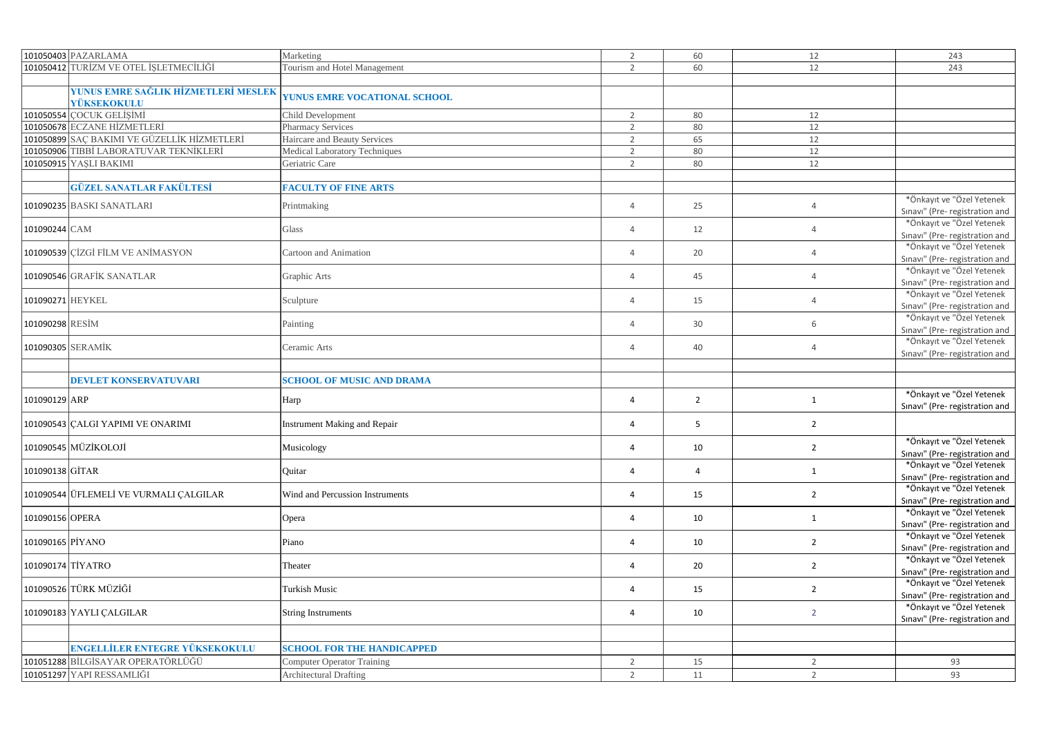| | | | | | | |
|---|---|---|---|---|---|---|
| 101050403 | PAZARLAMA | Marketing | 2 | 60 | 12 | 243 |
| 101050412 | TURİZM VE OTEL İŞLETMECİLİĞİ | Tourism and Hotel Management | 2 | 60 | 12 | 243 |
| | | | | | | |
| | **YUNUS EMRE SAĞLIK HİZMETLERİ MESLEK YÜKSEKOKULU** | **YUNUS EMRE VOCATIONAL SCHOOL** | | | | |
| 101050554 | ÇOCUK GELİŞİMİ | Child Development | 2 | 80 | 12 | |
| 101050678 | ECZANE HİZMETLERİ | Pharmacy Services | 2 | 80 | 12 | |
| 101050899 | SAÇ BAKIMI VE GÜZELLİK HİZMETLERİ | Haircare and Beauty Services | 2 | 65 | 12 | |
| 101050906 | TIBBİ LABORATUVAR TEKNİKLERİ | Medical Laboratory Techniques | 2 | 80 | 12 | |
| 101050915 | YAŞLI BAKIMI | Geriatric Care | 2 | 80 | 12 | |
| | | | | | | |
| | **GÜZEL SANATLAR FAKÜLTESİ** | **FACULTY OF FINE ARTS** | | | | |
| 101090235 | BASKI SANATLARI | Printmaking | 4 | 25 | 4 | *Önkayıt ve "Özel Yetenek Sınavı" (Pre- registration and |
| 101090244 | CAM | Glass | 4 | 12 | 4 | *Önkayıt ve "Özel Yetenek Sınavı" (Pre- registration and |
| 101090539 | ÇİZGİ FİLM VE ANİMASYON | Cartoon and Animation | 4 | 20 | 4 | *Önkayıt ve "Özel Yetenek Sınavı" (Pre- registration and |
| 101090546 | GRAFİK SANATLAR | Graphic Arts | 4 | 45 | 4 | *Önkayıt ve "Özel Yetenek Sınavı" (Pre- registration and |
| 101090271 | HEYKEL | Sculpture | 4 | 15 | 4 | *Önkayıt ve "Özel Yetenek Sınavı" (Pre- registration and |
| 101090298 | RESİM | Painting | 4 | 30 | 6 | *Önkayıt ve "Özel Yetenek Sınavı" (Pre- registration and |
| 101090305 | SERAMİK | Ceramic Arts | 4 | 40 | 4 | *Önkayıt ve "Özel Yetenek Sınavı" (Pre- registration and |
| | | | | | | |
| | **DEVLET KONSERVATUVARI** | **SCHOOL OF MUSIC AND DRAMA** | | | | |
| 101090129 | ARP | Harp | 4 | 2 | 1 | *Önkayıt ve "Özel Yetenek Sınavı" (Pre- registration and |
| 101090543 | ÇALGI YAPIMI VE ONARIMI | Instrument Making and Repair | 4 | 5 | 2 | |
| 101090545 | MÜZİKOLOJİ | Musicology | 4 | 10 | 2 | *Önkayıt ve "Özel Yetenek Sınavı" (Pre- registration and |
| 101090138 | GİTAR | Quitar | 4 | 4 | 1 | *Önkayıt ve "Özel Yetenek Sınavı" (Pre- registration and |
| 101090544 | ÜFLEMELİ VE VURMALI ÇALGILAR | Wind and Percussion Instruments | 4 | 15 | 2 | *Önkayıt ve "Özel Yetenek Sınavı" (Pre- registration and |
| 101090156 | OPERA | Opera | 4 | 10 | 1 | *Önkayıt ve "Özel Yetenek Sınavı" (Pre- registration and |
| 101090165 | PİYANO | Piano | 4 | 10 | 2 | *Önkayıt ve "Özel Yetenek Sınavı" (Pre- registration and |
| 101090174 | TİYATRO | Theater | 4 | 20 | 2 | *Önkayıt ve "Özel Yetenek Sınavı" (Pre- registration and |
| 101090526 | TÜRK MÜZİĞİ | Turkish Music | 4 | 15 | 2 | *Önkayıt ve "Özel Yetenek Sınavı" (Pre- registration and |
| 101090183 | YAYLI ÇALGILAR | String Instruments | 4 | 10 | 2 | *Önkayıt ve "Özel Yetenek Sınavı" (Pre- registration and |
| | | | | | | |
| | **ENGELLİLER ENTEGRE YÜKSEKOKULU** | **SCHOOL FOR THE HANDICAPPED** | | | | |
| 101051288 | BİLGİSAYAR OPERATÖRLÜĞÜ | Computer Operator Training | 2 | 15 | 2 | 93 |
| 101051297 | YAPI RESSAMLIĞI | Architectural Drafting | 2 | 11 | 2 | 93 |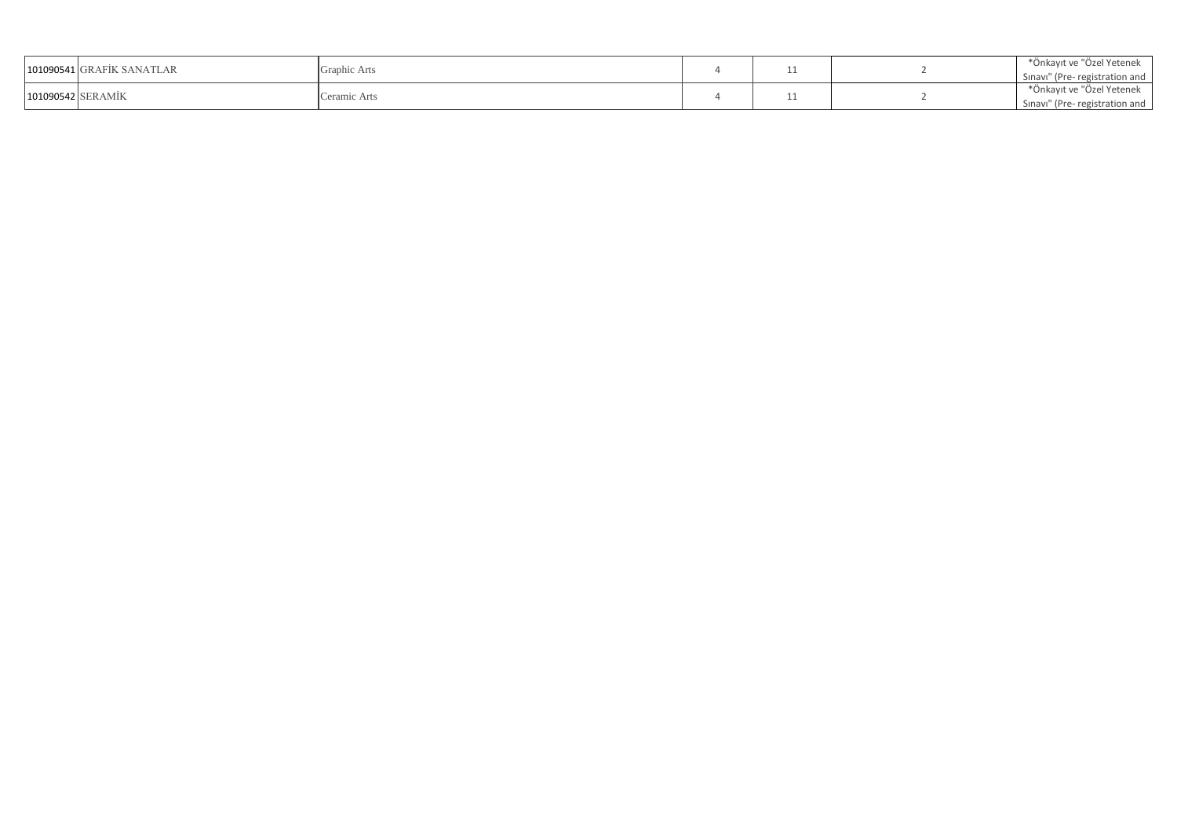| | | | | | | |
|---|---|---|---|---|---|---|
| 101090541 | GRAFİK SANATLAR | Graphic Arts | 4 | 11 | 2 | *Önkayıt ve "Özel Yetenek Sınavı" (Pre- registration and |
| 101090542 | SERAMİK | Ceramic Arts | 4 | 11 | 2 | *Önkayıt ve "Özel Yetenek Sınavı" (Pre- registration and |